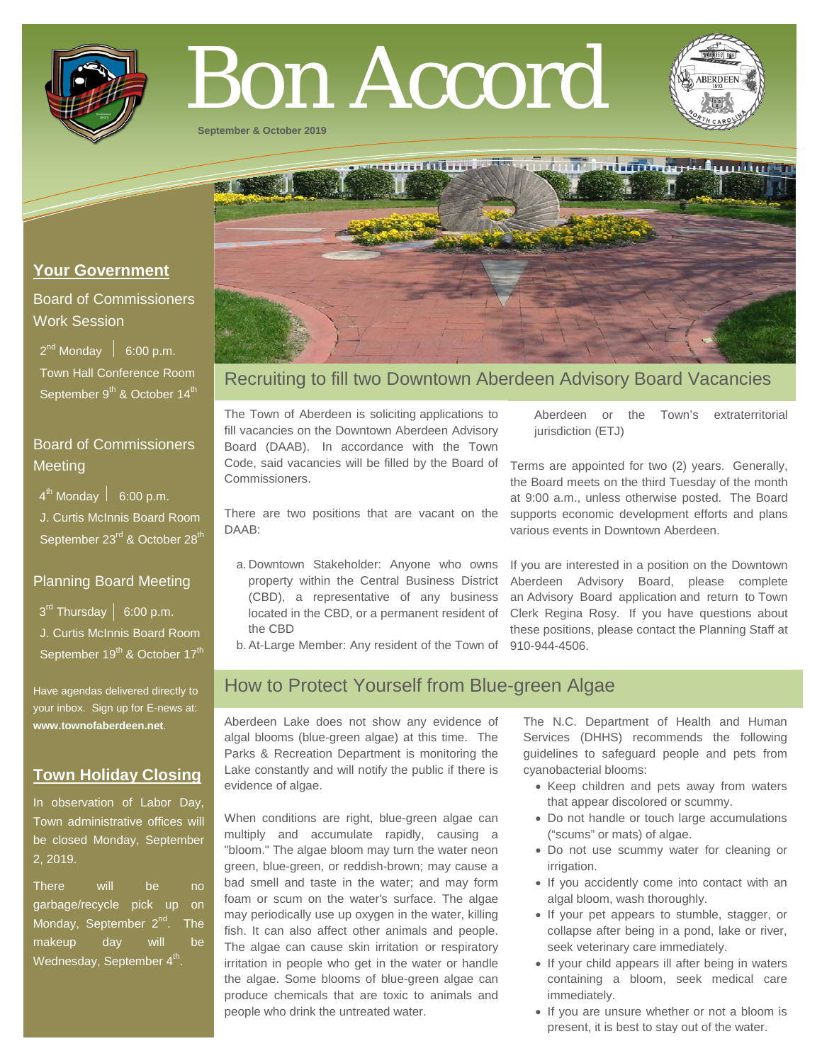# Bon Accord

September & October 2019

## Your Government

### Board of Commissioners Work Session

2nd Monday | 6:00 p.m.

Town Hall Conference Room

September 9th & October 14th

### Board of Commissioners Meeting

4th Monday | 6:00 p.m.

J. Curtis McInnis Board Room

September 23rd & October 28th

### Planning Board Meeting

3rd Thursday | 6:00 p.m.

J. Curtis McInnis Board Room

September 19th & October 17th

Have agendas delivered directly to your inbox. Sign up for E-news at: **www.townofaberdeen.net**.

## Town Holiday Closing

In observation of Labor Day, Town administrative offices will be closed Monday, September 2, 2019.

There will be no garbage/recycle pick up on Monday, September 2nd. The makeup day will be Wednesday, September 4th.

## Recruiting to fill two Downtown Aberdeen Advisory Board Vacancies

The Town of Aberdeen is soliciting applications to fill vacancies on the Downtown Aberdeen Advisory Board (DAAB). In accordance with the Town Code, said vacancies will be filled by the Board of Commissioners.

There are two positions that are vacant on the DAAB:

a. Downtown Stakeholder: Anyone who owns property within the Central Business District (CBD), a representative of any business located in the CBD, or a permanent resident of the CBD
b. At-Large Member: Any resident of the Town of Aberdeen or the Town's extraterritorial jurisdiction (ETJ)

Terms are appointed for two (2) years. Generally, the Board meets on the third Tuesday of the month at 9:00 a.m., unless otherwise posted. The Board supports economic development efforts and plans various events in Downtown Aberdeen.

If you are interested in a position on the Downtown Aberdeen Advisory Board, please complete an Advisory Board application and return to Town Clerk Regina Rosy. If you have questions about these positions, please contact the Planning Staff at 910-944-4506.

## How to Protect Yourself from Blue-green Algae

Aberdeen Lake does not show any evidence of algal blooms (blue-green algae) at this time. The Parks & Recreation Department is monitoring the Lake constantly and will notify the public if there is evidence of algae.

When conditions are right, blue-green algae can multiply and accumulate rapidly, causing a "bloom." The algae bloom may turn the water neon green, blue-green, or reddish-brown; may cause a bad smell and taste in the water; and may form foam or scum on the water's surface. The algae may periodically use up oxygen in the water, killing fish. It can also affect other animals and people. The algae can cause skin irritation or respiratory irritation in people who get in the water or handle the algae. Some blooms of blue-green algae can produce chemicals that are toxic to animals and people who drink the untreated water.

The N.C. Department of Health and Human Services (DHHS) recommends the following guidelines to safeguard people and pets from cyanobacterial blooms:

- Keep children and pets away from waters that appear discolored or scummy.
- Do not handle or touch large accumulations ("scums" or mats) of algae.
- Do not use scummy water for cleaning or irrigation.
- If you accidently come into contact with an algal bloom, wash thoroughly.
- If your pet appears to stumble, stagger, or collapse after being in a pond, lake or river, seek veterinary care immediately.
- If your child appears ill after being in waters containing a bloom, seek medical care immediately.
- If you are unsure whether or not a bloom is present, it is best to stay out of the water.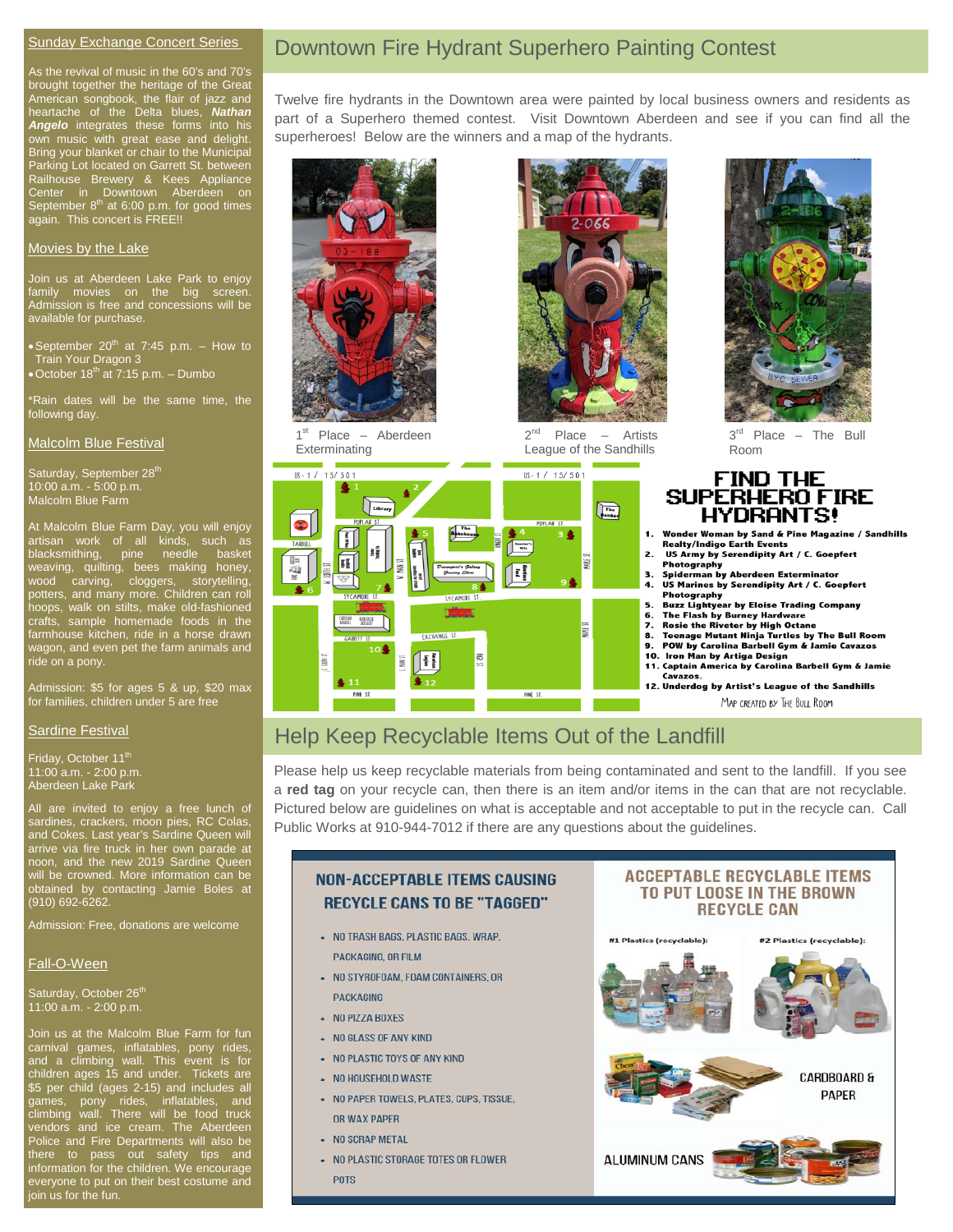## Sunday Exchange Concert Series

As the revival of music in the 60's and 70's brought together the heritage of the Great American songbook, the flair of jazz and heartache of the Delta blues, ***Nathan Angelo*** integrates these forms into his own music with great ease and delight. Bring your blanket or chair to the Municipal Parking Lot located on Garrett St. between Railhouse Brewery & Kees Appliance Center in Downtown Aberdeen on September 8th at 6:00 p.m. for good times again. This concert is FREE!!

## Movies by the Lake

Join us at Aberdeen Lake Park to enjoy family movies on the big screen. Admission is free and concessions will be available for purchase.

- September 20th at 7:45 p.m. – How to Train Your Dragon 3
- October 18th at 7:15 p.m. – Dumbo

*Rain dates will be the same time, the following day.

## Malcolm Blue Festival

Saturday, September 28th
10:00 a.m. - 5:00 p.m.
Malcolm Blue Farm

At Malcolm Blue Farm Day, you will enjoy artisan work of all kinds, such as blacksmithing, pine needle basket weaving, quilting, bees making honey, wood carving, cloggers, storytelling, potters, and many more. Children can roll hoops, walk on stilts, make old-fashioned crafts, sample homemade foods in the farmhouse kitchen, ride in a horse drawn wagon, and even pet the farm animals and ride on a pony.

Admission: $5 for ages 5 & up, $20 max for families, children under 5 are free

## Sardine Festival

Friday, October 11th
11:00 a.m. - 2:00 p.m.
Aberdeen Lake Park

All are invited to enjoy a free lunch of sardines, crackers, moon pies, RC Colas, and Cokes. Last year's Sardine Queen will arrive via fire truck in her own parade at noon, and the new 2019 Sardine Queen will be crowned. More information can be obtained by contacting Jamie Boles at (910) 692-6262.

Admission: Free, donations are welcome

## Fall-O-Ween

Saturday, October 26th
11:00 a.m. - 2:00 p.m.

Join us at the Malcolm Blue Farm for fun carnival games, inflatables, pony rides, and a climbing wall. This event is for children ages 15 and under. Tickets are $5 per child (ages 2-15) and includes all games, pony rides, inflatables, and climbing wall. There will be food truck vendors and ice cream. The Aberdeen Police and Fire Departments will also be there to pass out safety tips and information for the children. We encourage everyone to put on their best costume and join us for the fun.

# Downtown Fire Hydrant Superhero Painting Contest

Twelve fire hydrants in the Downtown area were painted by local business owners and residents as part of a Superhero themed contest. Visit Downtown Aberdeen and see if you can find all the superheroes! Below are the winners and a map of the hydrants.

1st Place – Aberdeen Exterminating

2nd Place – Artists League of the Sandhills

3rd Place – The Bull Room

### FIND THE SUPERHERO FIRE HYDRANTS!

1. Wonder Woman by Sand & Pine Magazine / Sandhills Realty/Indigo Earth Events
2. US Army by Serendipity Art / C. Goepfert Photography
3. Spiderman by Aberdeen Exterminator
4. US Marines by Serendipity Art / C. Goepfert Photography
5. Buzz Lightyear by Eloise Trading Company
6. The Flash by Burney Hardware
7. Rosie the Riveter by High Octane
8. Teenage Mutant Ninja Turtles by The Bull Room
9. POW by Carolina Barbell Gym & Jamie Cavazos
10. Iron Man by Artiga Design
11. Captain America by Carolina Barbell Gym & Jamie Cavazos.
12. Underdog by Artist's League of the Sandhills

Map created by The Bull Room

# Help Keep Recyclable Items Out of the Landfill

Please help us keep recyclable materials from being contaminated and sent to the landfill. If you see a **red tag** on your recycle can, then there is an item and/or items in the can that are not recyclable. Pictured below are guidelines on what is acceptable and not acceptable to put in the recycle can. Call Public Works at 910-944-7012 if there are any questions about the guidelines.

### NON-ACCEPTABLE ITEMS CAUSING RECYCLE CANS TO BE "TAGGED"

- NO TRASH BAGS, PLASTIC BAGS, WRAP, PACKAGING, OR FILM
- NO STYROFOAM, FOAM CONTAINERS, OR PACKAGING
- NO PIZZA BOXES
- NO GLASS OF ANY KIND
- NO PLASTIC TOYS OF ANY KIND
- NO HOUSEHOLD WASTE
- NO PAPER TOWELS, PLATES, CUPS, TISSUE, OR WAX PAPER
- NO SCRAP METAL
- NO PLASTIC STORAGE TOTES OR FLOWER POTS

### ACCEPTABLE RECYCLABLE ITEMS TO PUT LOOSE IN THE BROWN RECYCLE CAN

#1 Plastics (recyclable):

#2 Plastics (recyclable):

CARDBOARD & PAPER

ALUMINUM CANS